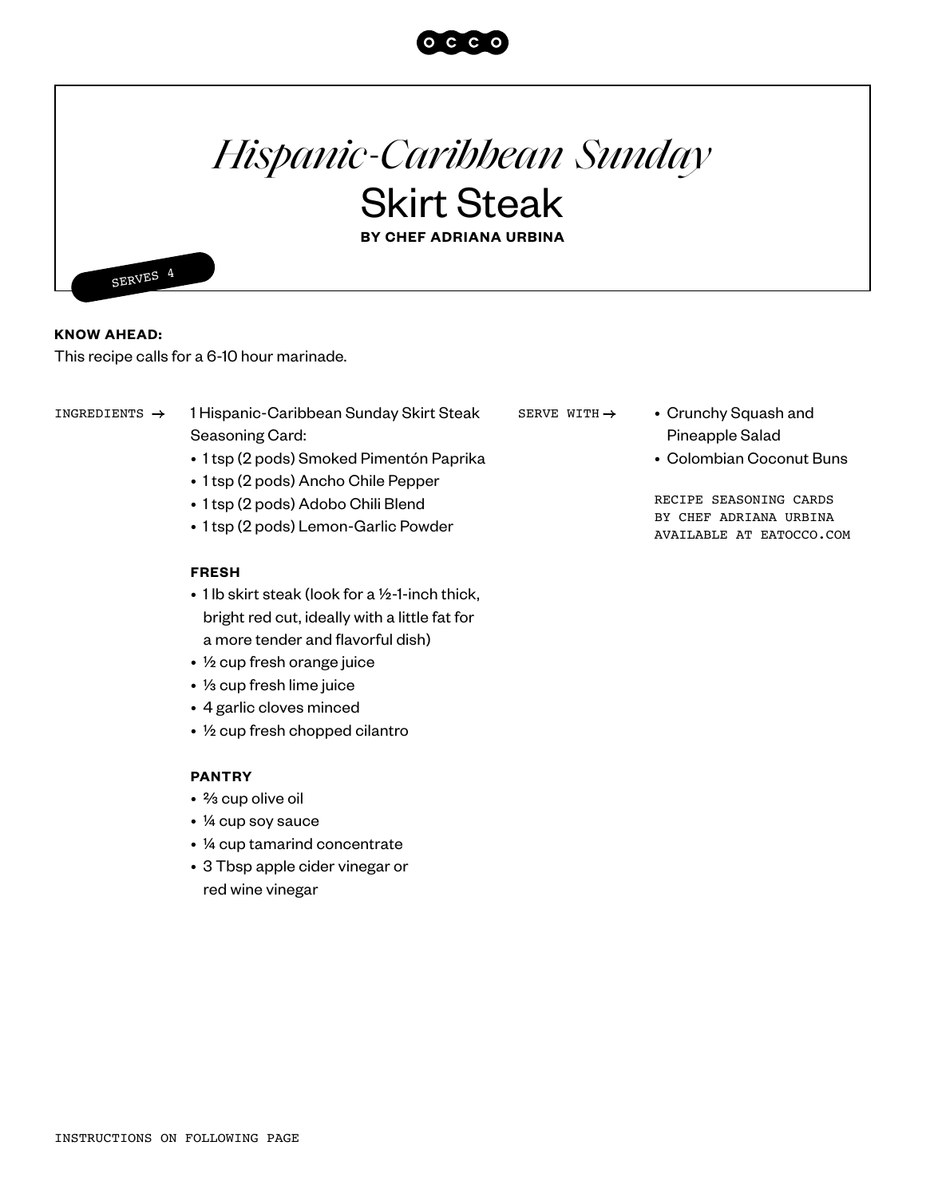# *Hispanic-Caribbean Sunday* Skirt Steak

**BY CHEF ADRIANA URBINA**

SERVES 4

**KNOW AHEAD:**
This recipe calls for a 6-10 hour marinade.

INGREDIENTS →

1 Hispanic-Caribbean Sunday Skirt Steak Seasoning Card:

- 1 tsp (2 pods) Smoked Pimentón Paprika
- 1 tsp (2 pods) Ancho Chile Pepper
- 1 tsp (2 pods) Adobo Chili Blend
- 1 tsp (2 pods) Lemon-Garlic Powder

**FRESH**

- 1 lb skirt steak (look for a ½-1-inch thick, bright red cut, ideally with a little fat for a more tender and flavorful dish)
- ½ cup fresh orange juice
- ⅓ cup fresh lime juice
- 4 garlic cloves minced
- ½ cup fresh chopped cilantro

**PANTRY**

- ⅔ cup olive oil
- ¼ cup soy sauce
- ¼ cup tamarind concentrate
- 3 Tbsp apple cider vinegar or red wine vinegar

SERVE WITH →

- Crunchy Squash and Pineapple Salad
- Colombian Coconut Buns

RECIPE SEASONING CARDS BY CHEF ADRIANA URBINA AVAILABLE AT EATOCCO.COM

INSTRUCTIONS ON FOLLOWING PAGE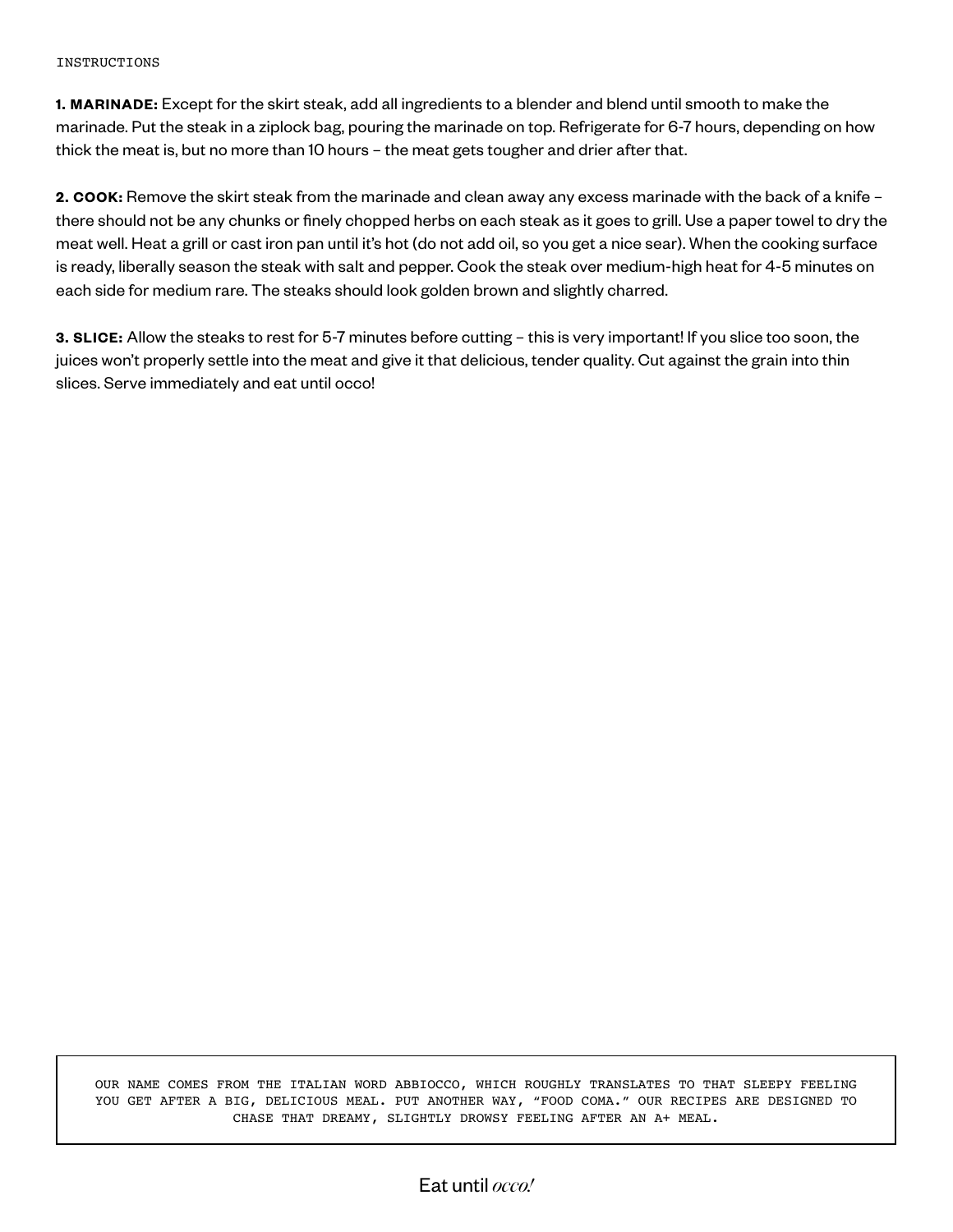INSTRUCTIONS

**1. MARINADE:** Except for the skirt steak, add all ingredients to a blender and blend until smooth to make the marinade. Put the steak in a ziplock bag, pouring the marinade on top. Refrigerate for 6-7 hours, depending on how thick the meat is, but no more than 10 hours – the meat gets tougher and drier after that.

**2. COOK:** Remove the skirt steak from the marinade and clean away any excess marinade with the back of a knife – there should not be any chunks or finely chopped herbs on each steak as it goes to grill. Use a paper towel to dry the meat well. Heat a grill or cast iron pan until it's hot (do not add oil, so you get a nice sear). When the cooking surface is ready, liberally season the steak with salt and pepper. Cook the steak over medium-high heat for 4-5 minutes on each side for medium rare. The steaks should look golden brown and slightly charred.

**3. SLICE:** Allow the steaks to rest for 5-7 minutes before cutting – this is very important! If you slice too soon, the juices won't properly settle into the meat and give it that delicious, tender quality. Cut against the grain into thin slices. Serve immediately and eat until occo!

OUR NAME COMES FROM THE ITALIAN WORD ABBIOCCO, WHICH ROUGHLY TRANSLATES TO THAT SLEEPY FEELING YOU GET AFTER A BIG, DELICIOUS MEAL. PUT ANOTHER WAY, "FOOD COMA." OUR RECIPES ARE DESIGNED TO CHASE THAT DREAMY, SLIGHTLY DROWSY FEELING AFTER AN A+ MEAL.

Eat until *occo!*